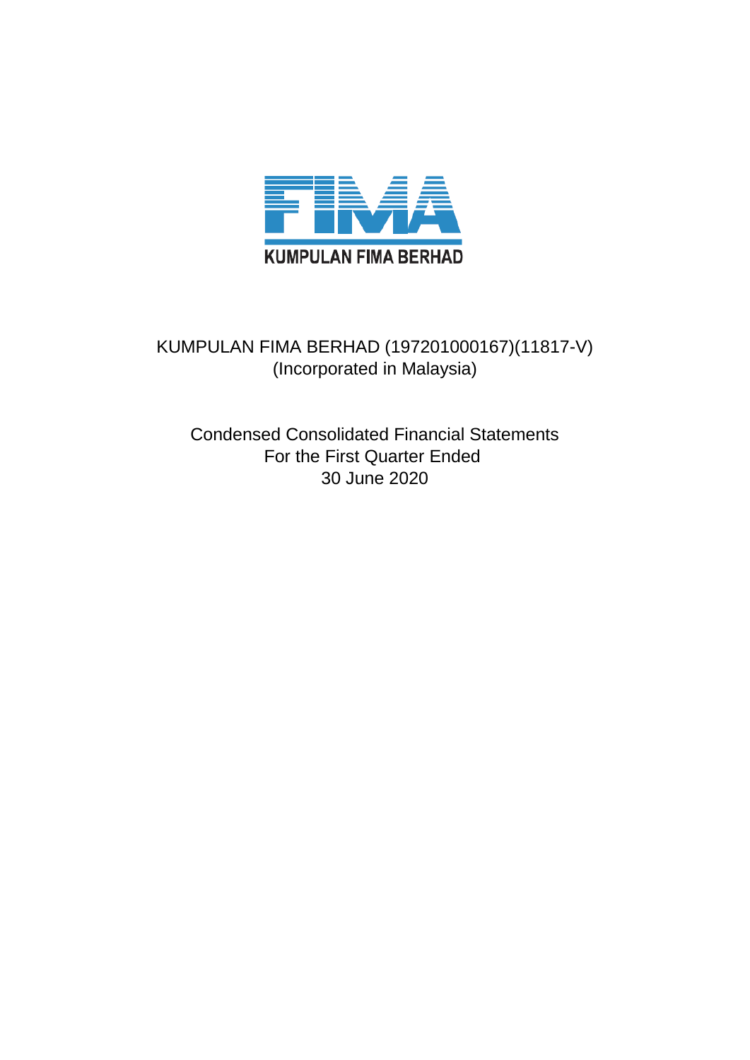KUMPULAN FIMA BERHAD

KUMPULAN FIMA BERHAD (197201000167)(11817-V)
(Incorporated in Malaysia)

Condensed Consolidated Financial Statements
For the First Quarter Ended
30 June 2020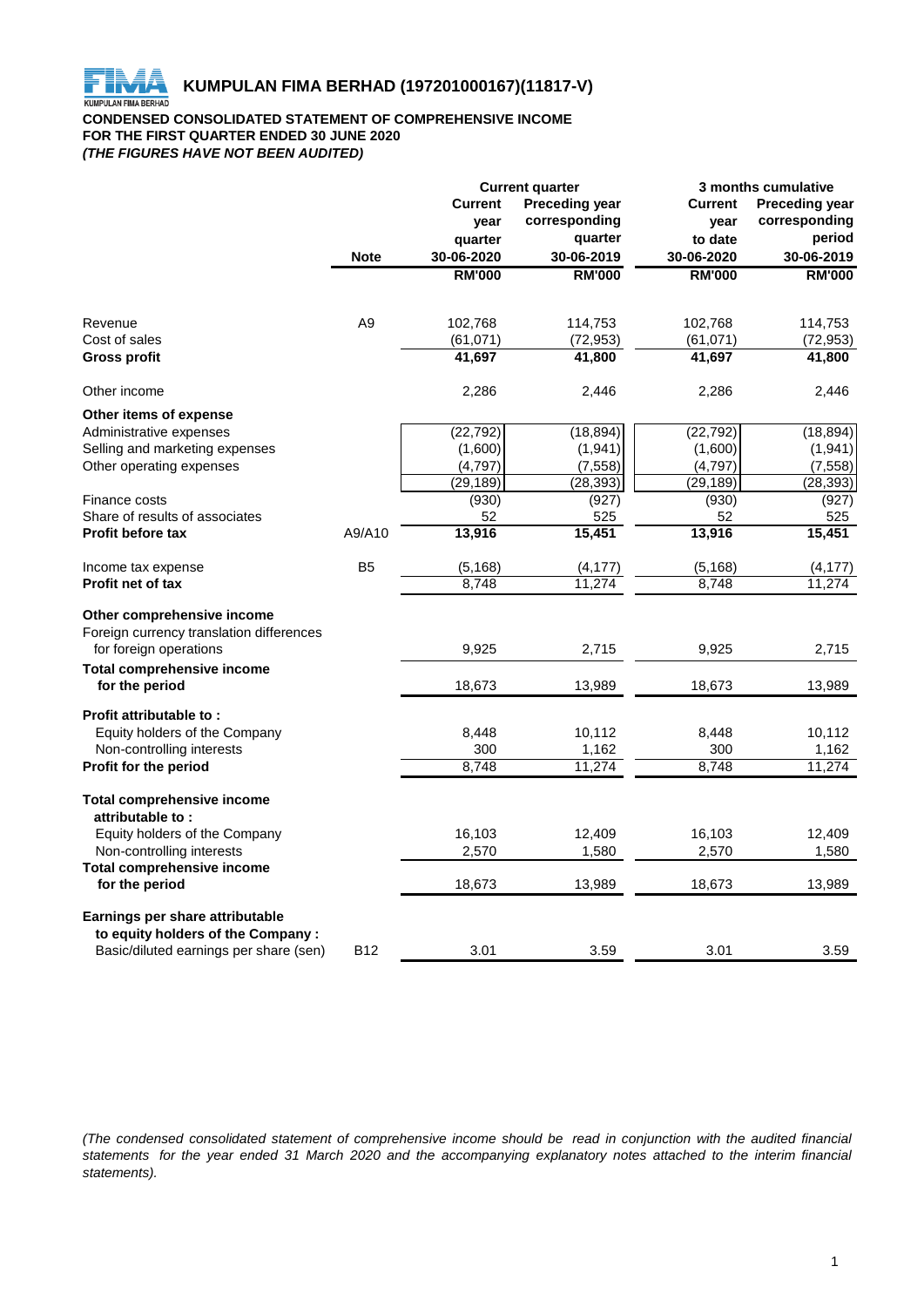# KUMPULAN FIMA BERHAD (197201000167)(11817-V)

**CONDENSED CONSOLIDATED STATEMENT OF COMPREHENSIVE INCOME**
**FOR THE FIRST QUARTER ENDED 30 JUNE 2020**
***(THE FIGURES HAVE NOT BEEN AUDITED)***

| | | Current quarter | | 3 months cumulative | |
|---|---|---|---|---|---|
| | **Note** | **Current year quarter 30-06-2020** | **Preceding year corresponding quarter 30-06-2019** | **Current year to date 30-06-2020** | **Preceding year corresponding period 30-06-2019** |
| | | **RM'000** | **RM'000** | **RM'000** | **RM'000** |
| Revenue | A9 | 102,768 | 114,753 | 102,768 | 114,753 |
| Cost of sales | | (61,071) | (72,953) | (61,071) | (72,953) |
| **Gross profit** | | **41,697** | **41,800** | **41,697** | **41,800** |
| Other income | | 2,286 | 2,446 | 2,286 | 2,446 |
| **Other items of expense** | | | | | |
| Administrative expenses | | (22,792) | (18,894) | (22,792) | (18,894) |
| Selling and marketing expenses | | (1,600) | (1,941) | (1,600) | (1,941) |
| Other operating expenses | | (4,797) | (7,558) | (4,797) | (7,558) |
| | | (29,189) | (28,393) | (29,189) | (28,393) |
| Finance costs | | (930) | (927) | (930) | (927) |
| Share of results of associates | | 52 | 525 | 52 | 525 |
| **Profit before tax** | A9/A10 | **13,916** | **15,451** | **13,916** | **15,451** |
| Income tax expense | B5 | (5,168) | (4,177) | (5,168) | (4,177) |
| **Profit net of tax** | | 8,748 | 11,274 | 8,748 | 11,274 |
| **Other comprehensive income** | | | | | |
| Foreign currency translation differences for foreign operations | | 9,925 | 2,715 | 9,925 | 2,715 |
| **Total comprehensive income for the period** | | 18,673 | 13,989 | 18,673 | 13,989 |
| **Profit attributable to :** | | | | | |
| Equity holders of the Company | | 8,448 | 10,112 | 8,448 | 10,112 |
| Non-controlling interests | | 300 | 1,162 | 300 | 1,162 |
| **Profit for the period** | | 8,748 | 11,274 | 8,748 | 11,274 |
| **Total comprehensive income attributable to :** | | | | | |
| Equity holders of the Company | | 16,103 | 12,409 | 16,103 | 12,409 |
| Non-controlling interests | | 2,570 | 1,580 | 2,570 | 1,580 |
| **Total comprehensive income for the period** | | 18,673 | 13,989 | 18,673 | 13,989 |
| **Earnings per share attributable to equity holders of the Company :** | | | | | |
| Basic/diluted earnings per share (sen) | B12 | 3.01 | 3.59 | 3.01 | 3.59 |

*(The condensed consolidated statement of comprehensive income should be read in conjunction with the audited financial statements for the year ended 31 March 2020 and the accompanying explanatory notes attached to the interim financial statements).*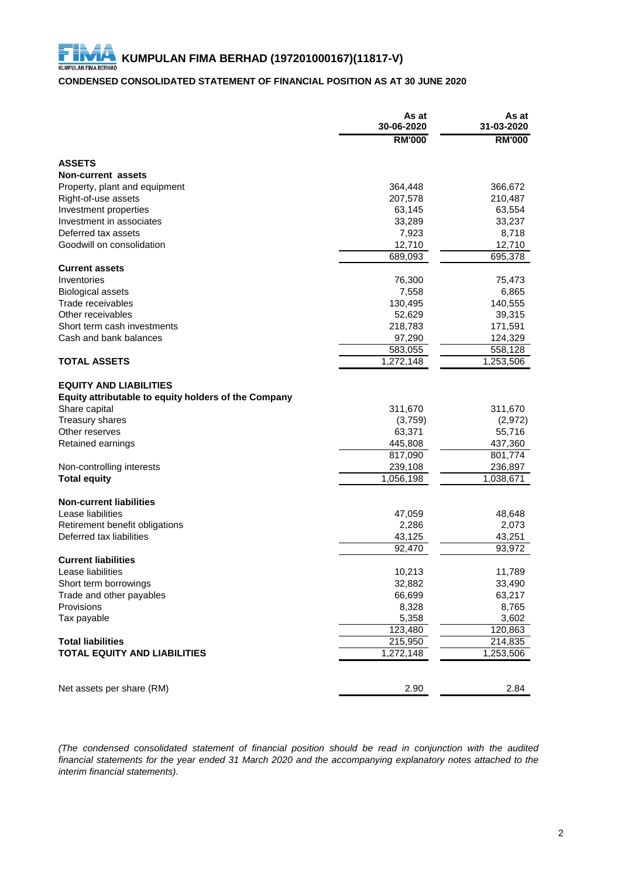# KUMPULAN FIMA BERHAD (197201000167)(11817-V)

## CONDENSED CONSOLIDATED STATEMENT OF FINANCIAL POSITION AS AT 30 JUNE 2020

| | As at 30-06-2020 | As at 31-03-2020 |
|---|---|---|
| | RM'000 | RM'000 |
| **ASSETS** | | |
| **Non-current assets** | | |
| Property, plant and equipment | 364,448 | 366,672 |
| Right-of-use assets | 207,578 | 210,487 |
| Investment properties | 63,145 | 63,554 |
| Investment in associates | 33,289 | 33,237 |
| Deferred tax assets | 7,923 | 8,718 |
| Goodwill on consolidation | 12,710 | 12,710 |
| | 689,093 | 695,378 |
| **Current assets** | | |
| Inventories | 76,300 | 75,473 |
| Biological assets | 7,558 | 6,865 |
| Trade receivables | 130,495 | 140,555 |
| Other receivables | 52,629 | 39,315 |
| Short term cash investments | 218,783 | 171,591 |
| Cash and bank balances | 97,290 | 124,329 |
| | 583,055 | 558,128 |
| **TOTAL ASSETS** | 1,272,148 | 1,253,506 |
| | | |
| **EQUITY AND LIABILITIES** | | |
| **Equity attributable to equity holders of the Company** | | |
| Share capital | 311,670 | 311,670 |
| Treasury shares | (3,759) | (2,972) |
| Other reserves | 63,371 | 55,716 |
| Retained earnings | 445,808 | 437,360 |
| | 817,090 | 801,774 |
| Non-controlling interests | 239,108 | 236,897 |
| **Total equity** | 1,056,198 | 1,038,671 |
| | | |
| **Non-current liabilities** | | |
| Lease liabilities | 47,059 | 48,648 |
| Retirement benefit obligations | 2,286 | 2,073 |
| Deferred tax liabilities | 43,125 | 43,251 |
| | 92,470 | 93,972 |
| **Current liabilities** | | |
| Lease liabilities | 10,213 | 11,789 |
| Short term borrowings | 32,882 | 33,490 |
| Trade and other payables | 66,699 | 63,217 |
| Provisions | 8,328 | 8,765 |
| Tax payable | 5,358 | 3,602 |
| | 123,480 | 120,863 |
| **Total liabilities** | 215,950 | 214,835 |
| **TOTAL EQUITY AND LIABILITIES** | 1,272,148 | 1,253,506 |
| | | |
| Net assets per share (RM) | 2.90 | 2.84 |

*(The condensed consolidated statement of financial position should be read in conjunction with the audited financial statements for the year ended 31 March 2020 and the accompanying explanatory notes attached to the interim financial statements).*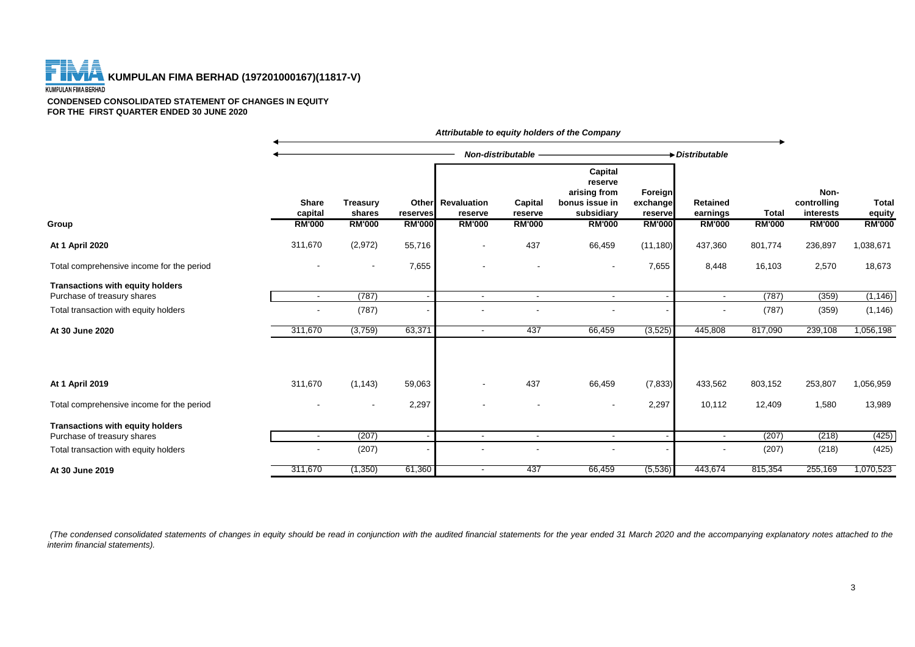# KUMPULAN FIMA BERHAD (197201000167)(11817-V)

**CONDENSED CONSOLIDATED STATEMENT OF CHANGES IN EQUITY**
**FOR THE FIRST QUARTER ENDED 30 JUNE 2020**

| | *Attributable to equity holders of the Company* | | | | | | | | | | |
|---|---|---|---|---|---|---|---|---|---|---|---|
| | *Non-distributable* | | | | | | | *Distributable* | | | |
| **Group** | **Share capital RM'000** | **Treasury shares RM'000** | **Other reserves RM'000** | **Revaluation reserve RM'000** | **Capital reserve RM'000** | **Capital reserve arising from bonus issue in subsidiary RM'000** | **Foreign exchange reserve RM'000** | **Retained earnings RM'000** | **Total RM'000** | **Non-controlling interests RM'000** | **Total equity RM'000** |
| **At 1 April 2020** | 311,670 | (2,972) | 55,716 | - | 437 | 66,459 | (11,180) | 437,360 | 801,774 | 236,897 | 1,038,671 |
| Total comprehensive income for the period | - | - | 7,655 | - | - | - | 7,655 | 8,448 | 16,103 | 2,570 | 18,673 |
| **Transactions with equity holders** | | | | | | | | | | | |
| Purchase of treasury shares | - | (787) | - | - | - | - | - | - | (787) | (359) | (1,146) |
| Total transaction with equity holders | - | (787) | - | - | - | - | - | - | (787) | (359) | (1,146) |
| **At 30 June 2020** | 311,670 | (3,759) | 63,371 | - | 437 | 66,459 | (3,525) | 445,808 | 817,090 | 239,108 | 1,056,198 |
| | | | | | | | | | | | |
| **At 1 April 2019** | 311,670 | (1,143) | 59,063 | - | 437 | 66,459 | (7,833) | 433,562 | 803,152 | 253,807 | 1,056,959 |
| Total comprehensive income for the period | - | - | 2,297 | - | - | - | 2,297 | 10,112 | 12,409 | 1,580 | 13,989 |
| **Transactions with equity holders** | | | | | | | | | | | |
| Purchase of treasury shares | - | (207) | - | - | - | - | - | - | (207) | (218) | (425) |
| Total transaction with equity holders | - | (207) | - | - | - | - | - | - | (207) | (218) | (425) |
| **At 30 June 2019** | 311,670 | (1,350) | 61,360 | - | 437 | 66,459 | (5,536) | 443,674 | 815,354 | 255,169 | 1,070,523 |

*(The condensed consolidated statements of changes in equity should be read in conjunction with the audited financial statements for the year ended 31 March 2020 and the accompanying explanatory notes attached to the interim financial statements).*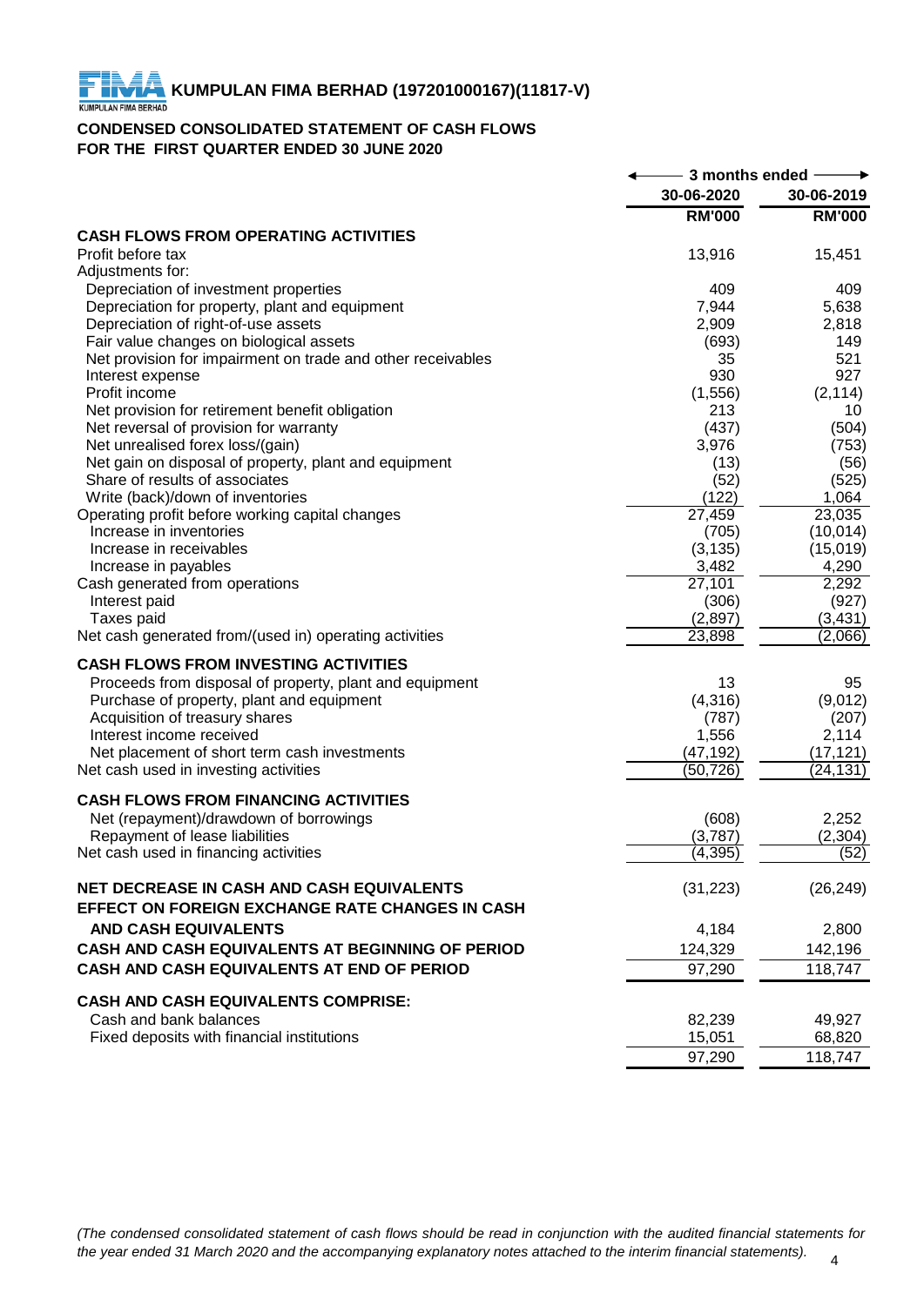**KUMPULAN FIMA BERHAD (197201000167)(11817-V)**

## CONDENSED CONSOLIDATED STATEMENT OF CASH FLOWS
## FOR THE FIRST QUARTER ENDED 30 JUNE 2020

| | 3 months ended | |
|---|---|---|
| | 30-06-2020 | 30-06-2019 |
| | RM'000 | RM'000 |
| **CASH FLOWS FROM OPERATING ACTIVITIES** | | |
| Profit before tax | 13,916 | 15,451 |
| Adjustments for: | | |
| Depreciation of investment properties | 409 | 409 |
| Depreciation for property, plant and equipment | 7,944 | 5,638 |
| Depreciation of right-of-use assets | 2,909 | 2,818 |
| Fair value changes on biological assets | (693) | 149 |
| Net provision for impairment on trade and other receivables | 35 | 521 |
| Interest expense | 930 | 927 |
| Profit income | (1,556) | (2,114) |
| Net provision for retirement benefit obligation | 213 | 10 |
| Net reversal of provision for warranty | (437) | (504) |
| Net unrealised forex loss/(gain) | 3,976 | (753) |
| Net gain on disposal of property, plant and equipment | (13) | (56) |
| Share of results of associates | (52) | (525) |
| Write (back)/down of inventories | (122) | 1,064 |
| Operating profit before working capital changes | 27,459 | 23,035 |
| Increase in inventories | (705) | (10,014) |
| Increase in receivables | (3,135) | (15,019) |
| Increase in payables | 3,482 | 4,290 |
| Cash generated from operations | 27,101 | 2,292 |
| Interest paid | (306) | (927) |
| Taxes paid | (2,897) | (3,431) |
| Net cash generated from/(used in) operating activities | 23,898 | (2,066) |
| **CASH FLOWS FROM INVESTING ACTIVITIES** | | |
| Proceeds from disposal of property, plant and equipment | 13 | 95 |
| Purchase of property, plant and equipment | (4,316) | (9,012) |
| Acquisition of treasury shares | (787) | (207) |
| Interest income received | 1,556 | 2,114 |
| Net placement of short term cash investments | (47,192) | (17,121) |
| Net cash used in investing activities | (50,726) | (24,131) |
| **CASH FLOWS FROM FINANCING ACTIVITIES** | | |
| Net (repayment)/drawdown of borrowings | (608) | 2,252 |
| Repayment of lease liabilities | (3,787) | (2,304) |
| Net cash used in financing activities | (4,395) | (52) |
| **NET DECREASE IN CASH AND CASH EQUIVALENTS** | (31,223) | (26,249) |
| **EFFECT ON FOREIGN EXCHANGE RATE CHANGES IN CASH AND CASH EQUIVALENTS** | 4,184 | 2,800 |
| **CASH AND CASH EQUIVALENTS AT BEGINNING OF PERIOD** | 124,329 | 142,196 |
| **CASH AND CASH EQUIVALENTS AT END OF PERIOD** | 97,290 | 118,747 |
| **CASH AND CASH EQUIVALENTS COMPRISE:** | | |
| Cash and bank balances | 82,239 | 49,927 |
| Fixed deposits with financial institutions | 15,051 | 68,820 |
| | 97,290 | 118,747 |

*(The condensed consolidated statement of cash flows should be read in conjunction with the audited financial statements for the year ended 31 March 2020 and the accompanying explanatory notes attached to the interim financial statements).*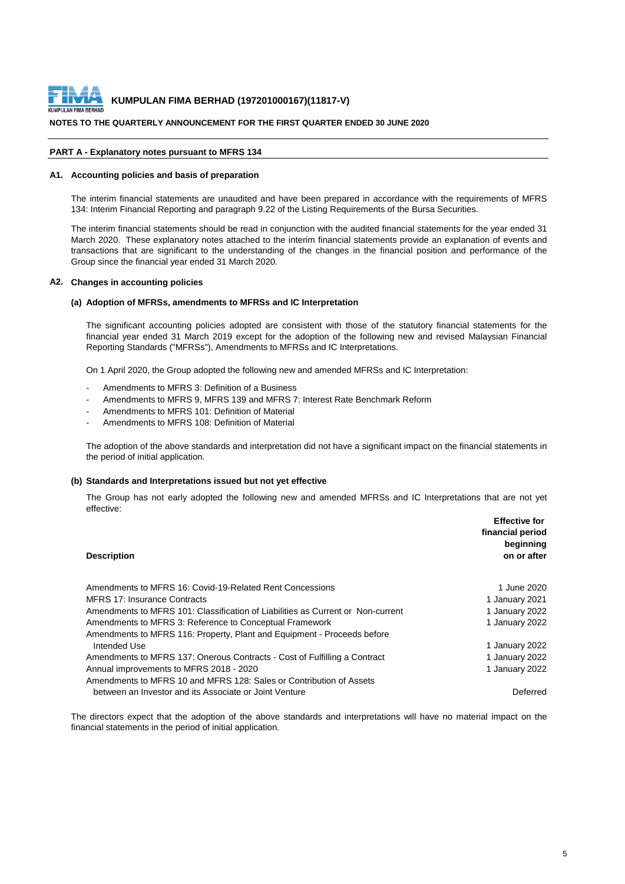**KUMPULAN FIMA BERHAD (197201000167)(11817-V)**

**NOTES TO THE QUARTERLY ANNOUNCEMENT FOR THE FIRST QUARTER ENDED 30 JUNE 2020**

## PART A - Explanatory notes pursuant to MFRS 134

### A1. Accounting policies and basis of preparation

The interim financial statements are unaudited and have been prepared in accordance with the requirements of MFRS 134: Interim Financial Reporting and paragraph 9.22 of the Listing Requirements of the Bursa Securities.

The interim financial statements should be read in conjunction with the audited financial statements for the year ended 31 March 2020. These explanatory notes attached to the interim financial statements provide an explanation of events and transactions that are significant to the understanding of the changes in the financial position and performance of the Group since the financial year ended 31 March 2020.

### A2. Changes in accounting policies

#### (a) Adoption of MFRSs, amendments to MFRSs and IC Interpretation

The significant accounting policies adopted are consistent with those of the statutory financial statements for the financial year ended 31 March 2019 except for the adoption of the following new and revised Malaysian Financial Reporting Standards ("MFRSs"), Amendments to MFRSs and IC Interpretations.

On 1 April 2020, the Group adopted the following new and amended MFRSs and IC Interpretation:

- Amendments to MFRS 3: Definition of a Business
- Amendments to MFRS 9, MFRS 139 and MFRS 7: Interest Rate Benchmark Reform
- Amendments to MFRS 101: Definition of Material
- Amendments to MFRS 108: Definition of Material

The adoption of the above standards and interpretation did not have a significant impact on the financial statements in the period of initial application.

#### (b) Standards and Interpretations issued but not yet effective

The Group has not early adopted the following new and amended MFRSs and IC Interpretations that are not yet effective:

| Description | Effective for financial period beginning on or after |
|---|---|
| Amendments to MFRS 16: Covid-19-Related Rent Concessions | 1 June 2020 |
| MFRS 17: Insurance Contracts | 1 January 2021 |
| Amendments to MFRS 101: Classification of Liabilities as Current or Non-current | 1 January 2022 |
| Amendments to MFRS 3: Reference to Conceptual Framework | 1 January 2022 |
| Amendments to MFRS 116: Property, Plant and Equipment - Proceeds before Intended Use | 1 January 2022 |
| Amendments to MFRS 137: Onerous Contracts - Cost of Fulfilling a Contract | 1 January 2022 |
| Annual improvements to MFRS 2018 - 2020 | 1 January 2022 |
| Amendments to MFRS 10 and MFRS 128: Sales or Contribution of Assets between an Investor and its Associate or Joint Venture | Deferred |

The directors expect that the adoption of the above standards and interpretations will have no material impact on the financial statements in the period of initial application.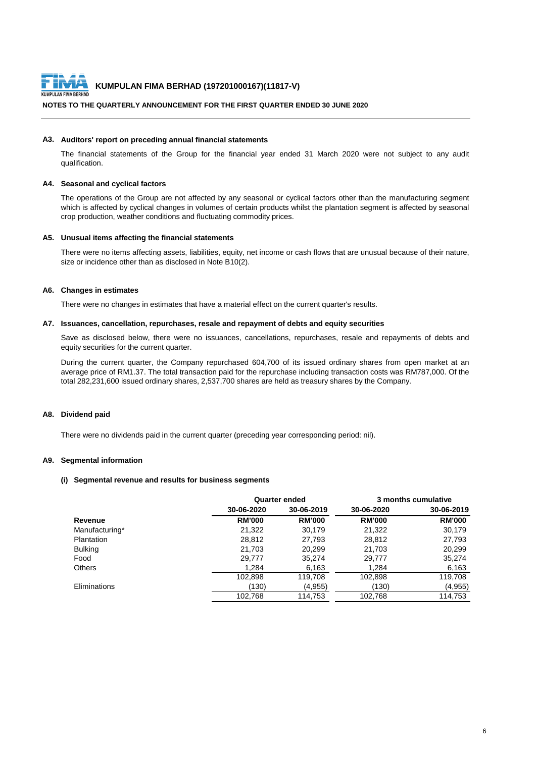### A3. Auditors' report on preceding annual financial statements

The financial statements of the Group for the financial year ended 31 March 2020 were not subject to any audit qualification.

### A4. Seasonal and cyclical factors

The operations of the Group are not affected by any seasonal or cyclical factors other than the manufacturing segment which is affected by cyclical changes in volumes of certain products whilst the plantation segment is affected by seasonal crop production, weather conditions and fluctuating commodity prices.

### A5. Unusual items affecting the financial statements

There were no items affecting assets, liabilities, equity, net income or cash flows that are unusual because of their nature, size or incidence other than as disclosed in Note B10(2).

### A6. Changes in estimates

There were no changes in estimates that have a material effect on the current quarter's results.

### A7. Issuances, cancellation, repurchases, resale and repayment of debts and equity securities

Save as disclosed below, there were no issuances, cancellations, repurchases, resale and repayments of debts and equity securities for the current quarter.

During the current quarter, the Company repurchased 604,700 of its issued ordinary shares from open market at an average price of RM1.37. The total transaction paid for the repurchase including transaction costs was RM787,000. Of the total 282,231,600 issued ordinary shares, 2,537,700 shares are held as treasury shares by the Company.

### A8. Dividend paid

There were no dividends paid in the current quarter (preceding year corresponding period: nil).

### A9. Segmental information

#### (i) Segmental revenue and results for business segments

| | Quarter ended | | 3 months cumulative | |
|---|---|---|---|---|
| | 30-06-2020 | 30-06-2019 | 30-06-2020 | 30-06-2019 |
| **Revenue** | **RM'000** | **RM'000** | **RM'000** | **RM'000** |
| Manufacturing* | 21,322 | 30,179 | 21,322 | 30,179 |
| Plantation | 28,812 | 27,793 | 28,812 | 27,793 |
| Bulking | 21,703 | 20,299 | 21,703 | 20,299 |
| Food | 29,777 | 35,274 | 29,777 | 35,274 |
| Others | 1,284 | 6,163 | 1,284 | 6,163 |
| | 102,898 | 119,708 | 102,898 | 119,708 |
| Eliminations | (130) | (4,955) | (130) | (4,955) |
| | 102,768 | 114,753 | 102,768 | 114,753 |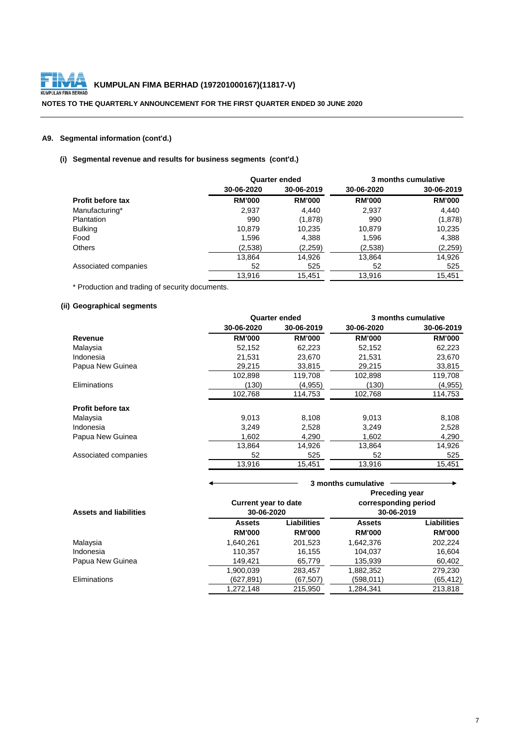**KUMPULAN FIMA BERHAD (197201000167)(11817-V)**

**NOTES TO THE QUARTERLY ANNOUNCEMENT FOR THE FIRST QUARTER ENDED 30 JUNE 2020**

**A9. Segmental information (cont'd.)**

**(i) Segmental revenue and results for business segments (cont'd.)**

| | Quarter ended | | 3 months cumulative | |
|---|---|---|---|---|
| | 30-06-2020 | 30-06-2019 | 30-06-2020 | 30-06-2019 |
| **Profit before tax** | **RM'000** | **RM'000** | **RM'000** | **RM'000** |
| Manufacturing* | 2,937 | 4,440 | 2,937 | 4,440 |
| Plantation | 990 | (1,878) | 990 | (1,878) |
| Bulking | 10,879 | 10,235 | 10,879 | 10,235 |
| Food | 1,596 | 4,388 | 1,596 | 4,388 |
| Others | (2,538) | (2,259) | (2,538) | (2,259) |
| | 13,864 | 14,926 | 13,864 | 14,926 |
| Associated companies | 52 | 525 | 52 | 525 |
| | 13,916 | 15,451 | 13,916 | 15,451 |

* Production and trading of security documents.

**(ii) Geographical segments**

| | Quarter ended | | 3 months cumulative | |
|---|---|---|---|---|
| | 30-06-2020 | 30-06-2019 | 30-06-2020 | 30-06-2019 |
| **Revenue** | **RM'000** | **RM'000** | **RM'000** | **RM'000** |
| Malaysia | 52,152 | 62,223 | 52,152 | 62,223 |
| Indonesia | 21,531 | 23,670 | 21,531 | 23,670 |
| Papua New Guinea | 29,215 | 33,815 | 29,215 | 33,815 |
| | 102,898 | 119,708 | 102,898 | 119,708 |
| Eliminations | (130) | (4,955) | (130) | (4,955) |
| | 102,768 | 114,753 | 102,768 | 114,753 |
| **Profit before tax** | | | | |
| Malaysia | 9,013 | 8,108 | 9,013 | 8,108 |
| Indonesia | 3,249 | 2,528 | 3,249 | 2,528 |
| Papua New Guinea | 1,602 | 4,290 | 1,602 | 4,290 |
| | 13,864 | 14,926 | 13,864 | 14,926 |
| Associated companies | 52 | 525 | 52 | 525 |
| | 13,916 | 15,451 | 13,916 | 15,451 |

| | 3 months cumulative | | | |
|---|---|---|---|---|
| **Assets and liabilities** | Current year to date 30-06-2020 | | Preceding year corresponding period 30-06-2019 | |
| | **Assets** | **Liabilities** | **Assets** | **Liabilities** |
| | **RM'000** | **RM'000** | **RM'000** | **RM'000** |
| Malaysia | 1,640,261 | 201,523 | 1,642,376 | 202,224 |
| Indonesia | 110,357 | 16,155 | 104,037 | 16,604 |
| Papua New Guinea | 149,421 | 65,779 | 135,939 | 60,402 |
| | 1,900,039 | 283,457 | 1,882,352 | 279,230 |
| Eliminations | (627,891) | (67,507) | (598,011) | (65,412) |
| | 1,272,148 | 215,950 | 1,284,341 | 213,818 |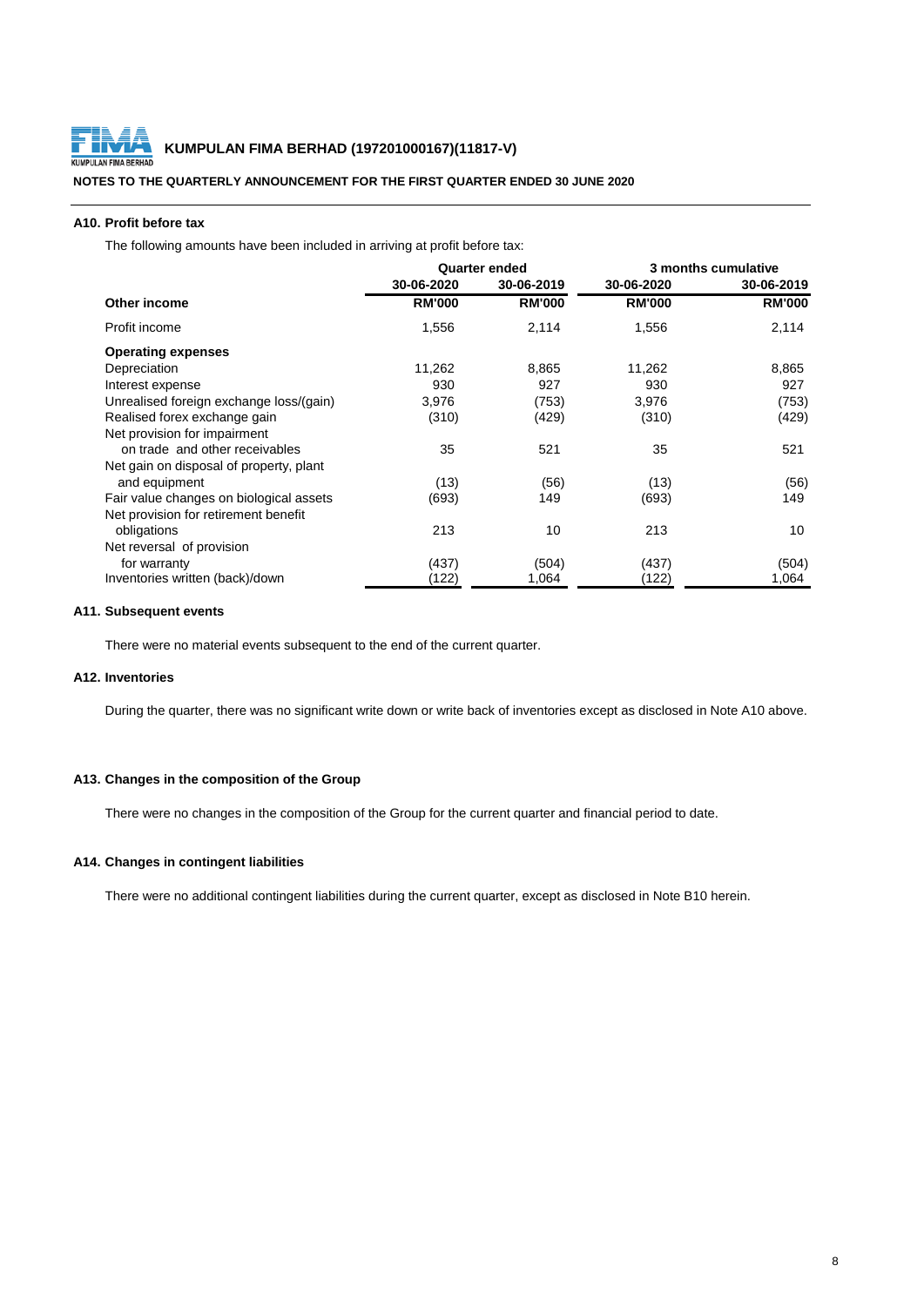**KUMPULAN FIMA BERHAD (197201000167)(11817-V)**

**NOTES TO THE QUARTERLY ANNOUNCEMENT FOR THE FIRST QUARTER ENDED 30 JUNE 2020**

### A10. Profit before tax

The following amounts have been included in arriving at profit before tax:

| | Quarter ended | | 3 months cumulative | |
|---|---|---|---|---|
| | 30-06-2020 | 30-06-2019 | 30-06-2020 | 30-06-2019 |
| **Other income** | **RM'000** | **RM'000** | **RM'000** | **RM'000** |
| Profit income | 1,556 | 2,114 | 1,556 | 2,114 |
| **Operating expenses** | | | | |
| Depreciation | 11,262 | 8,865 | 11,262 | 8,865 |
| Interest expense | 930 | 927 | 930 | 927 |
| Unrealised foreign exchange loss/(gain) | 3,976 | (753) | 3,976 | (753) |
| Realised forex exchange gain | (310) | (429) | (310) | (429) |
| Net provision for impairment on trade and other receivables | 35 | 521 | 35 | 521 |
| Net gain on disposal of property, plant and equipment | (13) | (56) | (13) | (56) |
| Fair value changes on biological assets | (693) | 149 | (693) | 149 |
| Net provision for retirement benefit obligations | 213 | 10 | 213 | 10 |
| Net reversal of provision for warranty | (437) | (504) | (437) | (504) |
| Inventories written (back)/down | (122) | 1,064 | (122) | 1,064 |

### A11. Subsequent events

There were no material events subsequent to the end of the current quarter.

### A12. Inventories

During the quarter, there was no significant write down or write back of inventories except as disclosed in Note A10 above.

### A13. Changes in the composition of the Group

There were no changes in the composition of the Group for the current quarter and financial period to date.

### A14. Changes in contingent liabilities

There were no additional contingent liabilities during the current quarter, except as disclosed in Note B10 herein.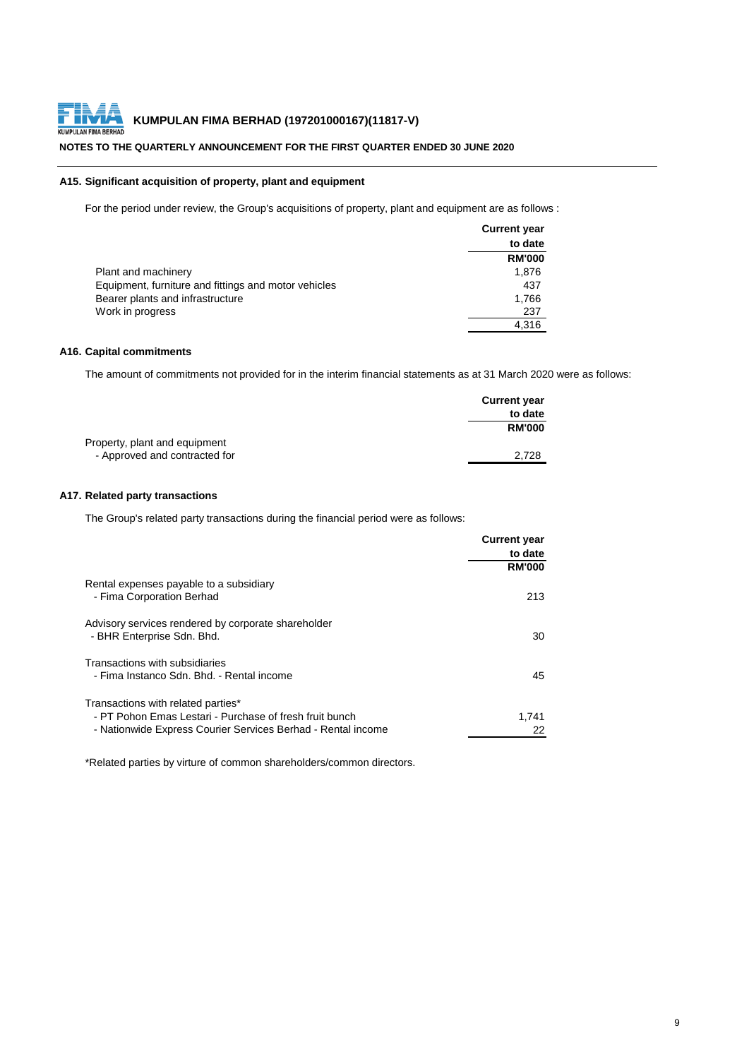**KUMPULAN FIMA BERHAD (197201000167)(11817-V)**

**NOTES TO THE QUARTERLY ANNOUNCEMENT FOR THE FIRST QUARTER ENDED 30 JUNE 2020**

### A15. Significant acquisition of property, plant and equipment

For the period under review, the Group's acquisitions of property, plant and equipment are as follows :

| | Current year to date RM'000 |
|---|---|
| Plant and machinery | 1,876 |
| Equipment, furniture and fittings and motor vehicles | 437 |
| Bearer plants and infrastructure | 1,766 |
| Work in progress | 237 |
| | 4,316 |

### A16. Capital commitments

The amount of commitments not provided for in the interim financial statements as at 31 March 2020 were as follows:

| | Current year to date RM'000 |
|---|---|
| Property, plant and equipment | |
| - Approved and contracted for | 2,728 |

### A17. Related party transactions

The Group's related party transactions during the financial period were as follows:

| | Current year to date RM'000 |
|---|---|
| Rental expenses payable to a subsidiary | |
| - Fima Corporation Berhad | 213 |
| Advisory services rendered by corporate shareholder | |
| - BHR Enterprise Sdn. Bhd. | 30 |
| Transactions with subsidiaries | |
| - Fima Instanco Sdn. Bhd. - Rental income | 45 |
| Transactions with related parties* | |
| - PT Pohon Emas Lestari - Purchase of fresh fruit bunch | 1,741 |
| - Nationwide Express Courier Services Berhad - Rental income | 22 |

*Related parties by virtue of common shareholders/common directors.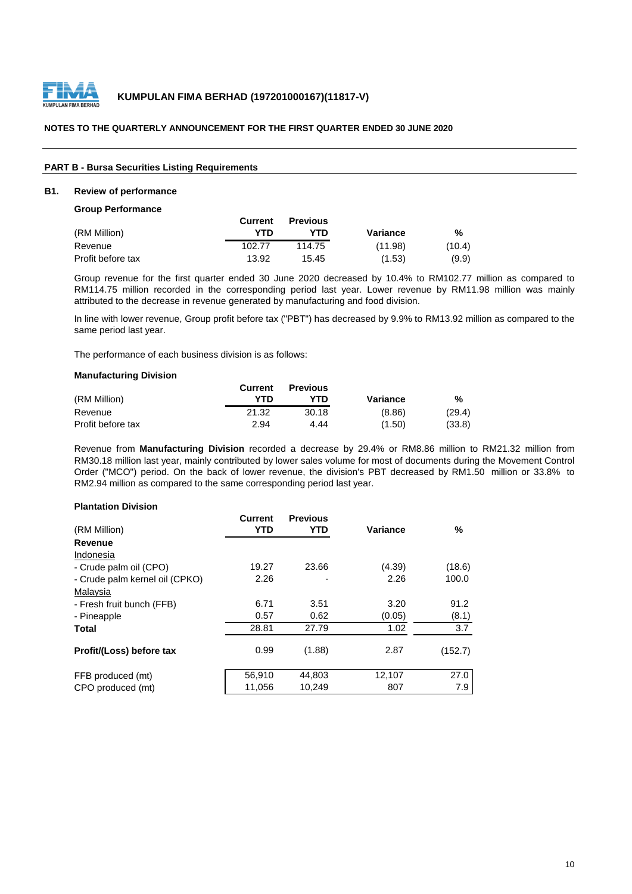**KUMPULAN FIMA BERHAD (197201000167)(11817-V)**

**NOTES TO THE QUARTERLY ANNOUNCEMENT FOR THE FIRST QUARTER ENDED 30 JUNE 2020**

**PART B - Bursa Securities Listing Requirements**

**B1. Review of performance**

**Group Performance**

| (RM Million) | Current YTD | Previous YTD | Variance | % |
|---|---|---|---|---|
| Revenue | 102.77 | 114.75 | (11.98) | (10.4) |
| Profit before tax | 13.92 | 15.45 | (1.53) | (9.9) |

Group revenue for the first quarter ended 30 June 2020 decreased by 10.4% to RM102.77 million as compared to RM114.75 million recorded in the corresponding period last year. Lower revenue by RM11.98 million was mainly attributed to the decrease in revenue generated by manufacturing and food division.

In line with lower revenue, Group profit before tax ("PBT") has decreased by 9.9% to RM13.92 million as compared to the same period last year.

The performance of each business division is as follows:

**Manufacturing Division**

| (RM Million) | Current YTD | Previous YTD | Variance | % |
|---|---|---|---|---|
| Revenue | 21.32 | 30.18 | (8.86) | (29.4) |
| Profit before tax | 2.94 | 4.44 | (1.50) | (33.8) |

Revenue from **Manufacturing Division** recorded a decrease by 29.4% or RM8.86 million to RM21.32 million from RM30.18 million last year, mainly contributed by lower sales volume for most of documents during the Movement Control Order ("MCO") period. On the back of lower revenue, the division's PBT decreased by RM1.50 million or 33.8% to RM2.94 million as compared to the same corresponding period last year.

**Plantation Division**

| (RM Million) | Current YTD | Previous YTD | Variance | % |
|---|---|---|---|---|
| **Revenue** | | | | |
| Indonesia | | | | |
| - Crude palm oil (CPO) | 19.27 | 23.66 | (4.39) | (18.6) |
| - Crude palm kernel oil (CPKO) | 2.26 | - | 2.26 | 100.0 |
| Malaysia | | | | |
| - Fresh fruit bunch (FFB) | 6.71 | 3.51 | 3.20 | 91.2 |
| - Pineapple | 0.57 | 0.62 | (0.05) | (8.1) |
| **Total** | 28.81 | 27.79 | 1.02 | 3.7 |
| **Profit/(Loss) before tax** | 0.99 | (1.88) | 2.87 | (152.7) |
| FFB produced (mt) | 56,910 | 44,803 | 12,107 | 27.0 |
| CPO produced (mt) | 11,056 | 10,249 | 807 | 7.9 |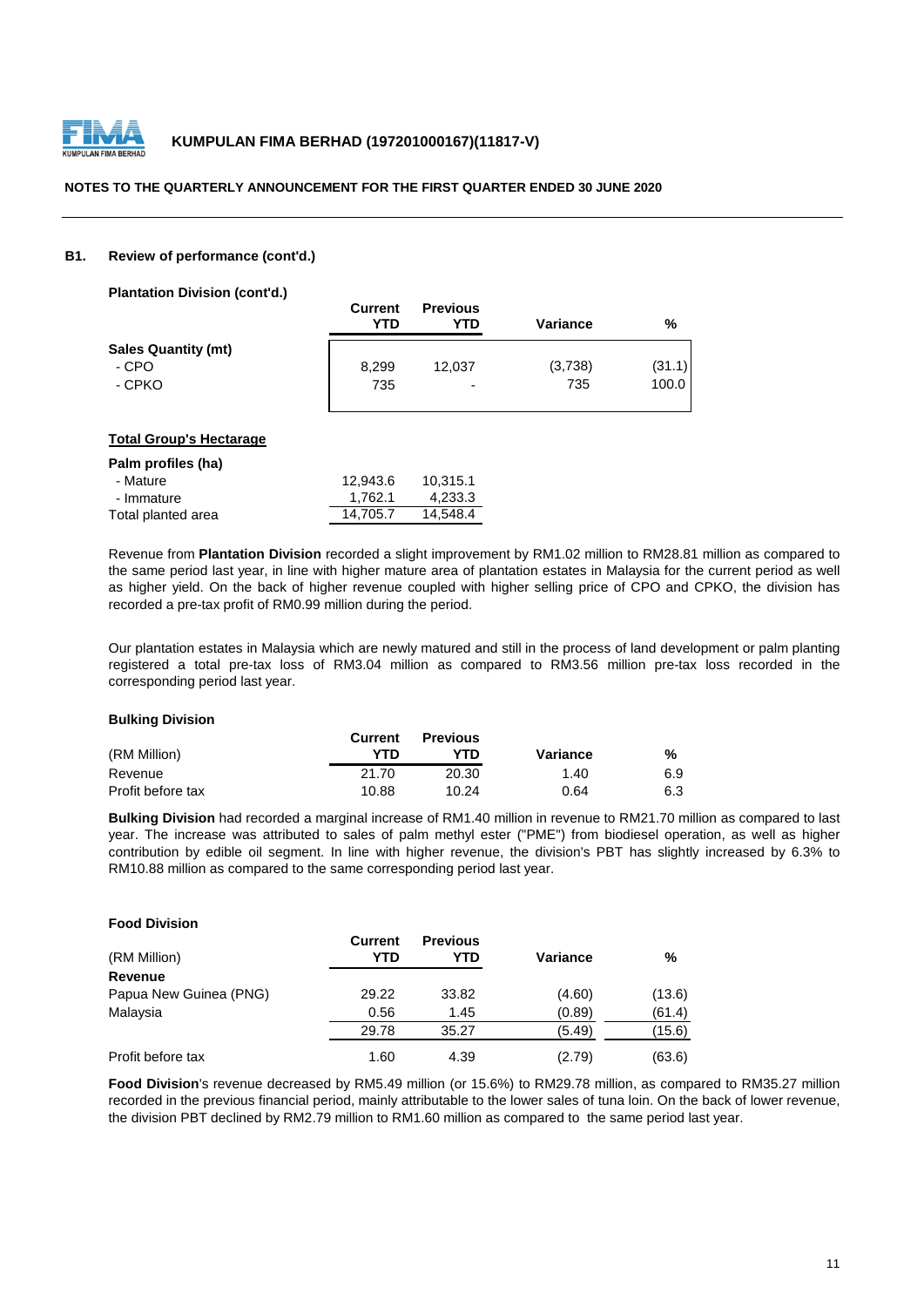### B1. Review of performance (cont'd.)

**Plantation Division (cont'd.)**

| | Current YTD | Previous YTD | Variance | % |
|---|---|---|---|---|
| **Sales Quantity (mt)** | | | | |
| - CPO | 8,299 | 12,037 | (3,738) | (31.1) |
| - CPKO | 735 | - | 735 | 100.0 |

**Total Group's Hectarage**

| | Current YTD | Previous YTD |
|---|---|---|
| **Palm profiles (ha)** | | |
| - Mature | 12,943.6 | 10,315.1 |
| - Immature | 1,762.1 | 4,233.3 |
| Total planted area | 14,705.7 | 14,548.4 |

Revenue from **Plantation Division** recorded a slight improvement by RM1.02 million to RM28.81 million as compared to the same period last year, in line with higher mature area of plantation estates in Malaysia for the current period as well as higher yield. On the back of higher revenue coupled with higher selling price of CPO and CPKO, the division has recorded a pre-tax profit of RM0.99 million during the period.

Our plantation estates in Malaysia which are newly matured and still in the process of land development or palm planting registered a total pre-tax loss of RM3.04 million as compared to RM3.56 million pre-tax loss recorded in the corresponding period last year.

**Bulking Division**

| (RM Million) | Current YTD | Previous YTD | Variance | % |
|---|---|---|---|---|
| Revenue | 21.70 | 20.30 | 1.40 | 6.9 |
| Profit before tax | 10.88 | 10.24 | 0.64 | 6.3 |

**Bulking Division** had recorded a marginal increase of RM1.40 million in revenue to RM21.70 million as compared to last year. The increase was attributed to sales of palm methyl ester ("PME") from biodiesel operation, as well as higher contribution by edible oil segment. In line with higher revenue, the division's PBT has slightly increased by 6.3% to RM10.88 million as compared to the same corresponding period last year.

**Food Division**

| (RM Million) | Current YTD | Previous YTD | Variance | % |
|---|---|---|---|---|
| **Revenue** | | | | |
| Papua New Guinea (PNG) | 29.22 | 33.82 | (4.60) | (13.6) |
| Malaysia | 0.56 | 1.45 | (0.89) | (61.4) |
| | 29.78 | 35.27 | (5.49) | (15.6) |
| Profit before tax | 1.60 | 4.39 | (2.79) | (63.6) |

**Food Division**'s revenue decreased by RM5.49 million (or 15.6%) to RM29.78 million, as compared to RM35.27 million recorded in the previous financial period, mainly attributable to the lower sales of tuna loin. On the back of lower revenue, the division PBT declined by RM2.79 million to RM1.60 million as compared to the same period last year.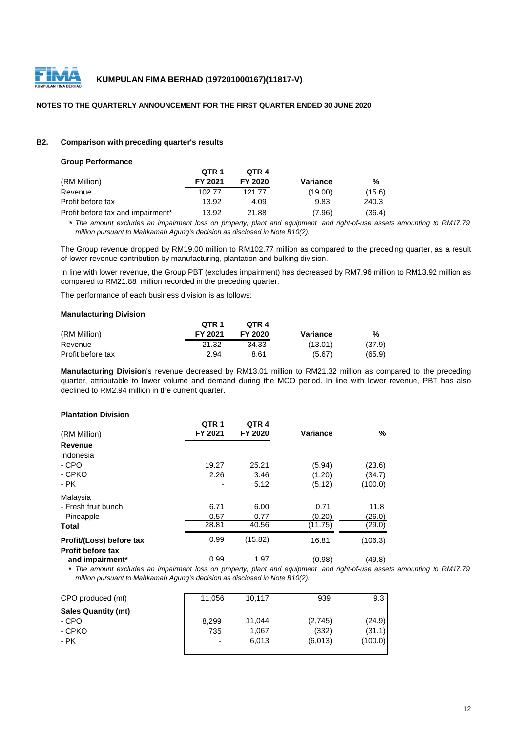**B2. Comparison with preceding quarter's results**

**Group Performance**

| (RM Million) | QTR 1 FY 2021 | QTR 4 FY 2020 | Variance | % |
|---|---|---|---|---|
| Revenue | 102.77 | 121.77 | (19.00) | (15.6) |
| Profit before tax | 13.92 | 4.09 | 9.83 | 240.3 |
| Profit before tax and impairment* | 13.92 | 21.88 | (7.96) | (36.4) |

*\* The amount excludes an impairment loss on property, plant and equipment and right-of-use assets amounting to RM17.79 million pursuant to Mahkamah Agung's decision as disclosed in Note B10(2).*

The Group revenue dropped by RM19.00 million to RM102.77 million as compared to the preceding quarter, as a result of lower revenue contribution by manufacturing, plantation and bulking division.

In line with lower revenue, the Group PBT (excludes impairment) has decreased by RM7.96 million to RM13.92 million as compared to RM21.88 million recorded in the preceding quarter.

The performance of each business division is as follows:

**Manufacturing Division**

| (RM Million) | QTR 1 FY 2021 | QTR 4 FY 2020 | Variance | % |
|---|---|---|---|---|
| Revenue | 21.32 | 34.33 | (13.01) | (37.9) |
| Profit before tax | 2.94 | 8.61 | (5.67) | (65.9) |

**Manufacturing Division**'s revenue decreased by RM13.01 million to RM21.32 million as compared to the preceding quarter, attributable to lower volume and demand during the MCO period. In line with lower revenue, PBT has also declined to RM2.94 million in the current quarter.

**Plantation Division**

| (RM Million) | QTR 1 FY 2021 | QTR 4 FY 2020 | Variance | % |
|---|---|---|---|---|
| **Revenue** | | | | |
| Indonesia | | | | |
| - CPO | 19.27 | 25.21 | (5.94) | (23.6) |
| - CPKO | 2.26 | 3.46 | (1.20) | (34.7) |
| - PK | - | 5.12 | (5.12) | (100.0) |
| Malaysia | | | | |
| - Fresh fruit bunch | 6.71 | 6.00 | 0.71 | 11.8 |
| - Pineapple | 0.57 | 0.77 | (0.20) | (26.0) |
| **Total** | 28.81 | 40.56 | (11.75) | (29.0) |
| **Profit/(Loss) before tax** | 0.99 | (15.82) | 16.81 | (106.3) |
| **Profit before tax and impairment*** | 0.99 | 1.97 | (0.98) | (49.8) |

*\* The amount excludes an impairment loss on property, plant and equipment and right-of-use assets amounting to RM17.79 million pursuant to Mahkamah Agung's decision as disclosed in Note B10(2).*

| | QTR 1 FY 2021 | QTR 4 FY 2020 | Variance | % |
|---|---|---|---|---|
| CPO produced (mt) | 11,056 | 10,117 | 939 | 9.3 |
| **Sales Quantity (mt)** | | | | |
| - CPO | 8,299 | 11,044 | (2,745) | (24.9) |
| - CPKO | 735 | 1,067 | (332) | (31.1) |
| - PK | - | 6,013 | (6,013) | (100.0) |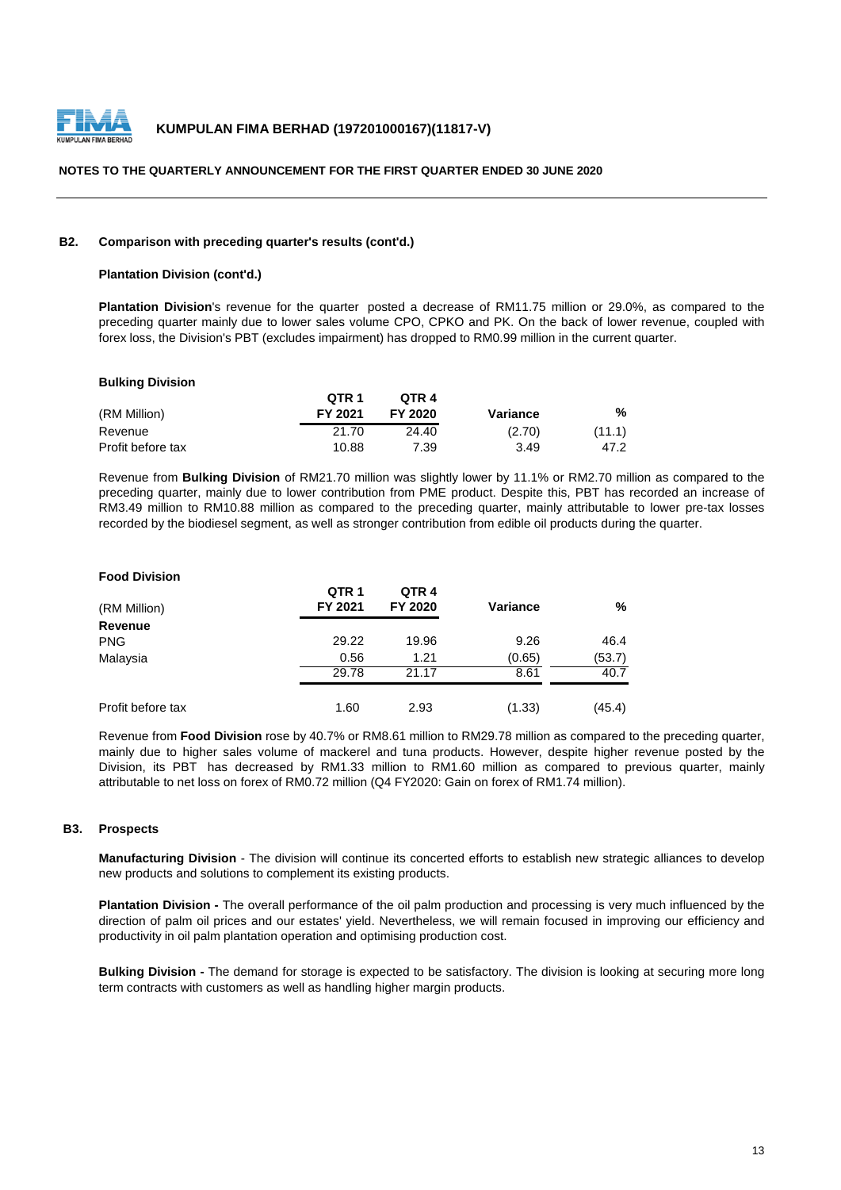**B2. Comparison with preceding quarter's results (cont'd.)**

**Plantation Division (cont'd.)**

**Plantation Division**'s revenue for the quarter posted a decrease of RM11.75 million or 29.0%, as compared to the preceding quarter mainly due to lower sales volume CPO, CPKO and PK. On the back of lower revenue, coupled with forex loss, the Division's PBT (excludes impairment) has dropped to RM0.99 million in the current quarter.

**Bulking Division**

| (RM Million) | QTR 1 FY 2021 | QTR 4 FY 2020 | Variance | % |
|---|---|---|---|---|
| Revenue | 21.70 | 24.40 | (2.70) | (11.1) |
| Profit before tax | 10.88 | 7.39 | 3.49 | 47.2 |

Revenue from **Bulking Division** of RM21.70 million was slightly lower by 11.1% or RM2.70 million as compared to the preceding quarter, mainly due to lower contribution from PME product. Despite this, PBT has recorded an increase of RM3.49 million to RM10.88 million as compared to the preceding quarter, mainly attributable to lower pre-tax losses recorded by the biodiesel segment, as well as stronger contribution from edible oil products during the quarter.

**Food Division**

| (RM Million) | QTR 1 FY 2021 | QTR 4 FY 2020 | Variance | % |
|---|---|---|---|---|
| **Revenue** | | | | |
| PNG | 29.22 | 19.96 | 9.26 | 46.4 |
| Malaysia | 0.56 | 1.21 | (0.65) | (53.7) |
| | 29.78 | 21.17 | 8.61 | 40.7 |
| Profit before tax | 1.60 | 2.93 | (1.33) | (45.4) |

Revenue from **Food Division** rose by 40.7% or RM8.61 million to RM29.78 million as compared to the preceding quarter, mainly due to higher sales volume of mackerel and tuna products. However, despite higher revenue posted by the Division, its PBT has decreased by RM1.33 million to RM1.60 million as compared to previous quarter, mainly attributable to net loss on forex of RM0.72 million (Q4 FY2020: Gain on forex of RM1.74 million).

**B3. Prospects**

**Manufacturing Division** - The division will continue its concerted efforts to establish new strategic alliances to develop new products and solutions to complement its existing products.

**Plantation Division -** The overall performance of the oil palm production and processing is very much influenced by the direction of palm oil prices and our estates' yield. Nevertheless, we will remain focused in improving our efficiency and productivity in oil palm plantation operation and optimising production cost.

**Bulking Division -** The demand for storage is expected to be satisfactory. The division is looking at securing more long term contracts with customers as well as handling higher margin products.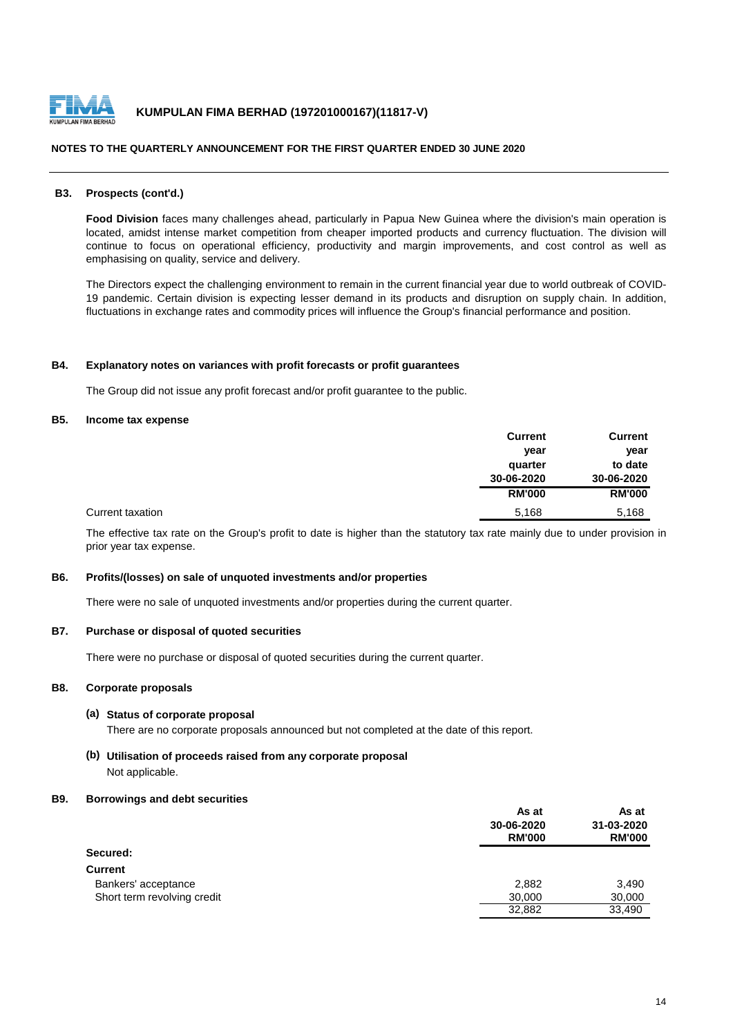**KUMPULAN FIMA BERHAD (197201000167)(11817-V)**

**NOTES TO THE QUARTERLY ANNOUNCEMENT FOR THE FIRST QUARTER ENDED 30 JUNE 2020**

### B3. Prospects (cont'd.)

**Food Division** faces many challenges ahead, particularly in Papua New Guinea where the division's main operation is located, amidst intense market competition from cheaper imported products and currency fluctuation. The division will continue to focus on operational efficiency, productivity and margin improvements, and cost control as well as emphasising on quality, service and delivery.

The Directors expect the challenging environment to remain in the current financial year due to world outbreak of COVID-19 pandemic. Certain division is expecting lesser demand in its products and disruption on supply chain. In addition, fluctuations in exchange rates and commodity prices will influence the Group's financial performance and position.

### B4. Explanatory notes on variances with profit forecasts or profit guarantees

The Group did not issue any profit forecast and/or profit guarantee to the public.

### B5. Income tax expense

| | Current year quarter 30-06-2020 RM'000 | Current year to date 30-06-2020 RM'000 |
|---|---|---|
| Current taxation | 5,168 | 5,168 |

The effective tax rate on the Group's profit to date is higher than the statutory tax rate mainly due to under provision in prior year tax expense.

### B6. Profits/(losses) on sale of unquoted investments and/or properties

There were no sale of unquoted investments and/or properties during the current quarter.

### B7. Purchase or disposal of quoted securities

There were no purchase or disposal of quoted securities during the current quarter.

### B8. Corporate proposals

**(a) Status of corporate proposal**

There are no corporate proposals announced but not completed at the date of this report.

**(b) Utilisation of proceeds raised from any corporate proposal**

Not applicable.

### B9. Borrowings and debt securities

| | As at 30-06-2020 RM'000 | As at 31-03-2020 RM'000 |
|---|---|---|
| **Secured:** | | |
| **Current** | | |
| Bankers' acceptance | 2,882 | 3,490 |
| Short term revolving credit | 30,000 | 30,000 |
| | 32,882 | 33,490 |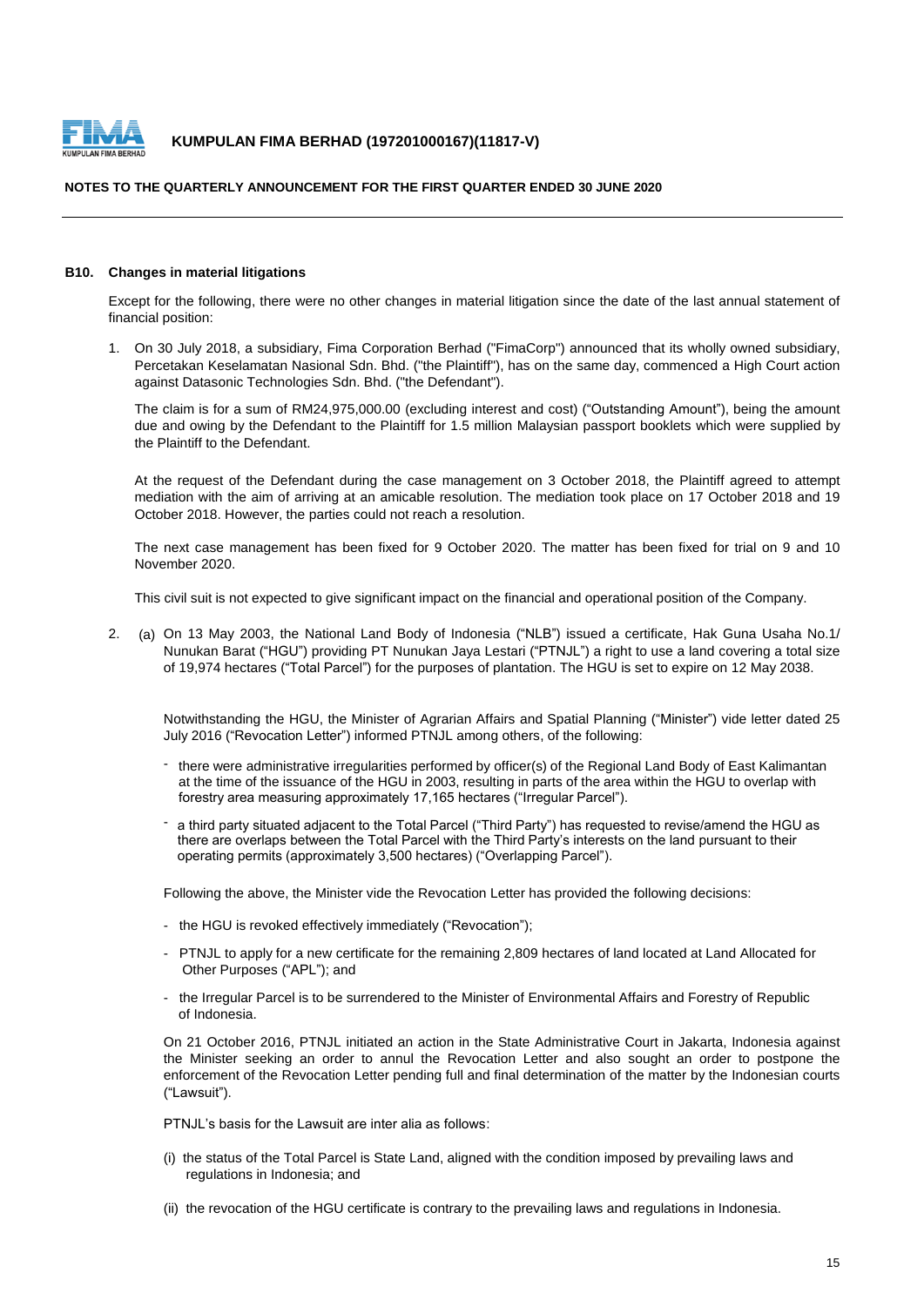## B10. Changes in material litigations

Except for the following, there were no other changes in material litigation since the date of the last annual statement of financial position:

1. On 30 July 2018, a subsidiary, Fima Corporation Berhad ("FimaCorp") announced that its wholly owned subsidiary, Percetakan Keselamatan Nasional Sdn. Bhd. ("the Plaintiff"), has on the same day, commenced a High Court action against Datasonic Technologies Sdn. Bhd. ("the Defendant").

   The claim is for a sum of RM24,975,000.00 (excluding interest and cost) ("Outstanding Amount"), being the amount due and owing by the Defendant to the Plaintiff for 1.5 million Malaysian passport booklets which were supplied by the Plaintiff to the Defendant.

   At the request of the Defendant during the case management on 3 October 2018, the Plaintiff agreed to attempt mediation with the aim of arriving at an amicable resolution. The mediation took place on 17 October 2018 and 19 October 2018. However, the parties could not reach a resolution.

   The next case management has been fixed for 9 October 2020. The matter has been fixed for trial on 9 and 10 November 2020.

   This civil suit is not expected to give significant impact on the financial and operational position of the Company.

2. (a) On 13 May 2003, the National Land Body of Indonesia ("NLB") issued a certificate, Hak Guna Usaha No.1/ Nunukan Barat ("HGU") providing PT Nunukan Jaya Lestari ("PTNJL") a right to use a land covering a total size of 19,974 hectares ("Total Parcel") for the purposes of plantation. The HGU is set to expire on 12 May 2038.

   Notwithstanding the HGU, the Minister of Agrarian Affairs and Spatial Planning ("Minister") vide letter dated 25 July 2016 ("Revocation Letter") informed PTNJL among others, of the following:

   - there were administrative irregularities performed by officer(s) of the Regional Land Body of East Kalimantan at the time of the issuance of the HGU in 2003, resulting in parts of the area within the HGU to overlap with forestry area measuring approximately 17,165 hectares ("Irregular Parcel").
   - a third party situated adjacent to the Total Parcel ("Third Party") has requested to revise/amend the HGU as there are overlaps between the Total Parcel with the Third Party's interests on the land pursuant to their operating permits (approximately 3,500 hectares) ("Overlapping Parcel").

   Following the above, the Minister vide the Revocation Letter has provided the following decisions:

   - the HGU is revoked effectively immediately ("Revocation");
   - PTNJL to apply for a new certificate for the remaining 2,809 hectares of land located at Land Allocated for Other Purposes ("APL"); and
   - the Irregular Parcel is to be surrendered to the Minister of Environmental Affairs and Forestry of Republic of Indonesia.

   On 21 October 2016, PTNJL initiated an action in the State Administrative Court in Jakarta, Indonesia against the Minister seeking an order to annul the Revocation Letter and also sought an order to postpone the enforcement of the Revocation Letter pending full and final determination of the matter by the Indonesian courts ("Lawsuit").

   PTNJL's basis for the Lawsuit are inter alia as follows:

   (i) the status of the Total Parcel is State Land, aligned with the condition imposed by prevailing laws and regulations in Indonesia; and

   (ii) the revocation of the HGU certificate is contrary to the prevailing laws and regulations in Indonesia.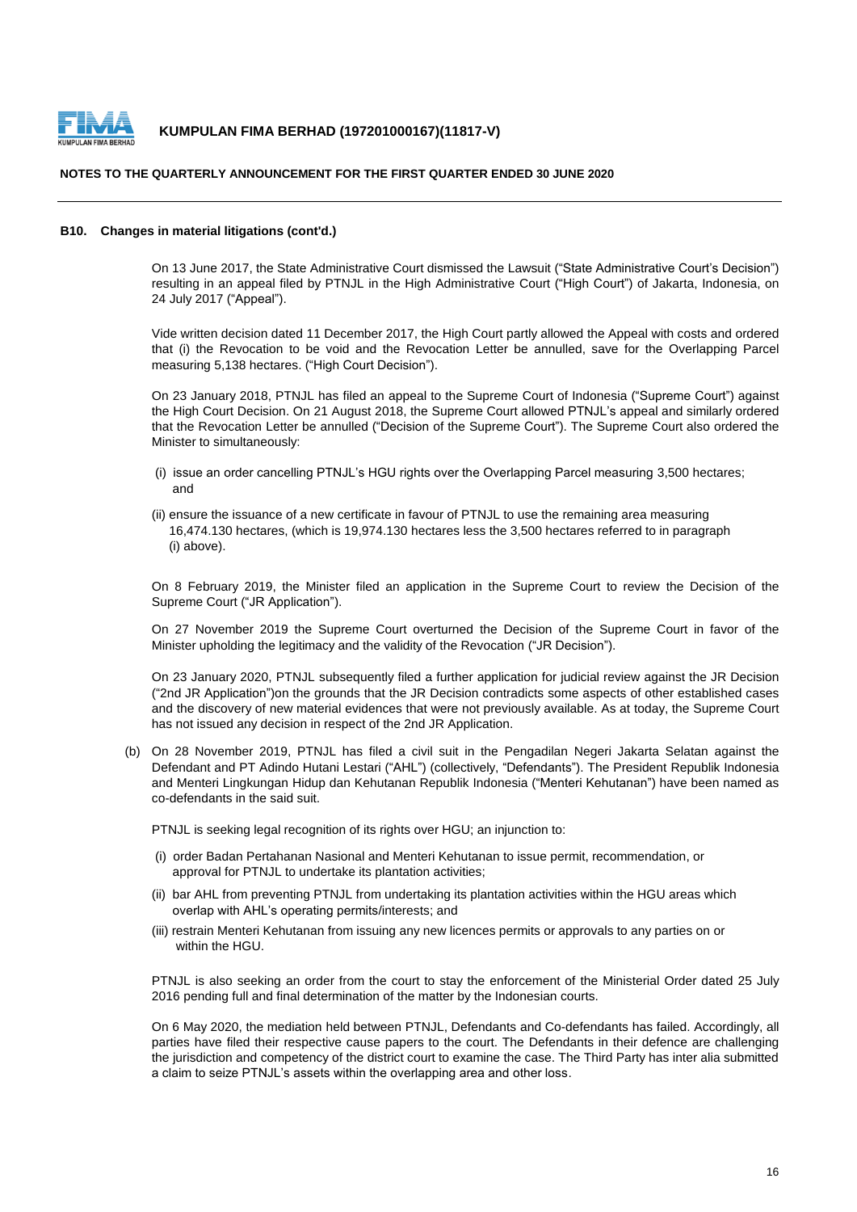#### B10. Changes in material litigations (cont'd.)

On 13 June 2017, the State Administrative Court dismissed the Lawsuit ("State Administrative Court's Decision") resulting in an appeal filed by PTNJL in the High Administrative Court ("High Court") of Jakarta, Indonesia, on 24 July 2017 ("Appeal").

Vide written decision dated 11 December 2017, the High Court partly allowed the Appeal with costs and ordered that (i) the Revocation to be void and the Revocation Letter be annulled, save for the Overlapping Parcel measuring 5,138 hectares. ("High Court Decision").

On 23 January 2018, PTNJL has filed an appeal to the Supreme Court of Indonesia ("Supreme Court") against the High Court Decision. On 21 August 2018, the Supreme Court allowed PTNJL's appeal and similarly ordered that the Revocation Letter be annulled ("Decision of the Supreme Court"). The Supreme Court also ordered the Minister to simultaneously:

(i) issue an order cancelling PTNJL's HGU rights over the Overlapping Parcel measuring 3,500 hectares; and

(ii) ensure the issuance of a new certificate in favour of PTNJL to use the remaining area measuring 16,474.130 hectares, (which is 19,974.130 hectares less the 3,500 hectares referred to in paragraph (i) above).

On 8 February 2019, the Minister filed an application in the Supreme Court to review the Decision of the Supreme Court ("JR Application").

On 27 November 2019 the Supreme Court overturned the Decision of the Supreme Court in favor of the Minister upholding the legitimacy and the validity of the Revocation ("JR Decision").

On 23 January 2020, PTNJL subsequently filed a further application for judicial review against the JR Decision ("2nd JR Application")on the grounds that the JR Decision contradicts some aspects of other established cases and the discovery of new material evidences that were not previously available. As at today, the Supreme Court has not issued any decision in respect of the 2nd JR Application.

(b) On 28 November 2019, PTNJL has filed a civil suit in the Pengadilan Negeri Jakarta Selatan against the Defendant and PT Adindo Hutani Lestari ("AHL") (collectively, "Defendants"). The President Republik Indonesia and Menteri Lingkungan Hidup dan Kehutanan Republik Indonesia ("Menteri Kehutanan") have been named as co-defendants in the said suit.

PTNJL is seeking legal recognition of its rights over HGU; an injunction to:

(i) order Badan Pertahanan Nasional and Menteri Kehutanan to issue permit, recommendation, or approval for PTNJL to undertake its plantation activities;

(ii) bar AHL from preventing PTNJL from undertaking its plantation activities within the HGU areas which overlap with AHL's operating permits/interests; and

(iii) restrain Menteri Kehutanan from issuing any new licences permits or approvals to any parties on or within the HGU.

PTNJL is also seeking an order from the court to stay the enforcement of the Ministerial Order dated 25 July 2016 pending full and final determination of the matter by the Indonesian courts.

On 6 May 2020, the mediation held between PTNJL, Defendants and Co-defendants has failed. Accordingly, all parties have filed their respective cause papers to the court. The Defendants in their defence are challenging the jurisdiction and competency of the district court to examine the case. The Third Party has inter alia submitted a claim to seize PTNJL's assets within the overlapping area and other loss.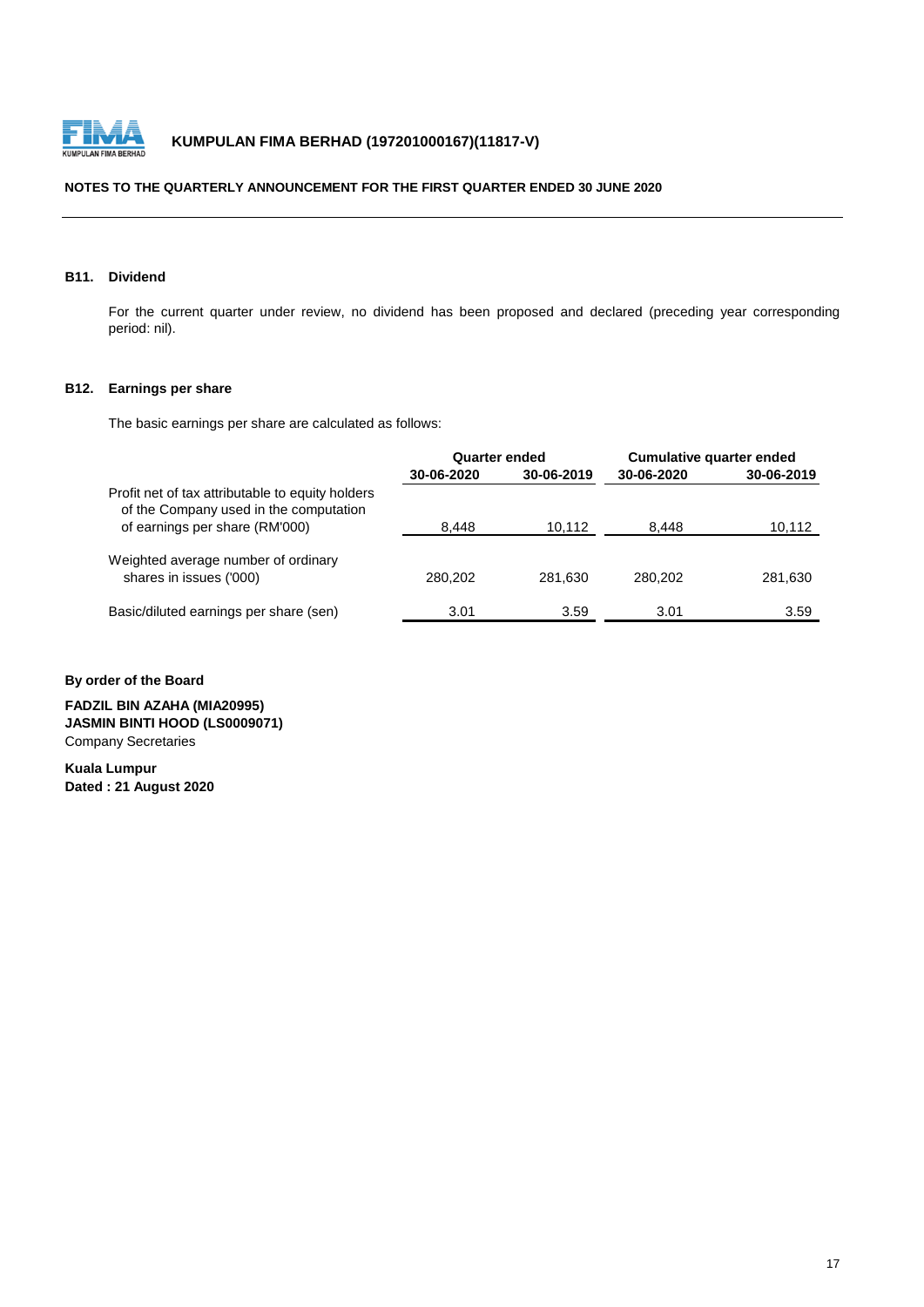## B11. Dividend

For the current quarter under review, no dividend has been proposed and declared (preceding year corresponding period: nil).

## B12. Earnings per share

The basic earnings per share are calculated as follows:

| | Quarter ended | | Cumulative quarter ended | |
|---|---|---|---|---|
| | 30-06-2020 | 30-06-2019 | 30-06-2020 | 30-06-2019 |
| Profit net of tax attributable to equity holders of the Company used in the computation of earnings per share (RM'000) | 8,448 | 10,112 | 8,448 | 10,112 |
| Weighted average number of ordinary shares in issues ('000) | 280,202 | 281,630 | 280,202 | 281,630 |
| Basic/diluted earnings per share (sen) | 3.01 | 3.59 | 3.01 | 3.59 |

**By order of the Board**

**FADZIL BIN AZAHA (MIA20995)**
**JASMIN BINTI HOOD (LS0009071)**
Company Secretaries

**Kuala Lumpur**
**Dated : 21 August 2020**